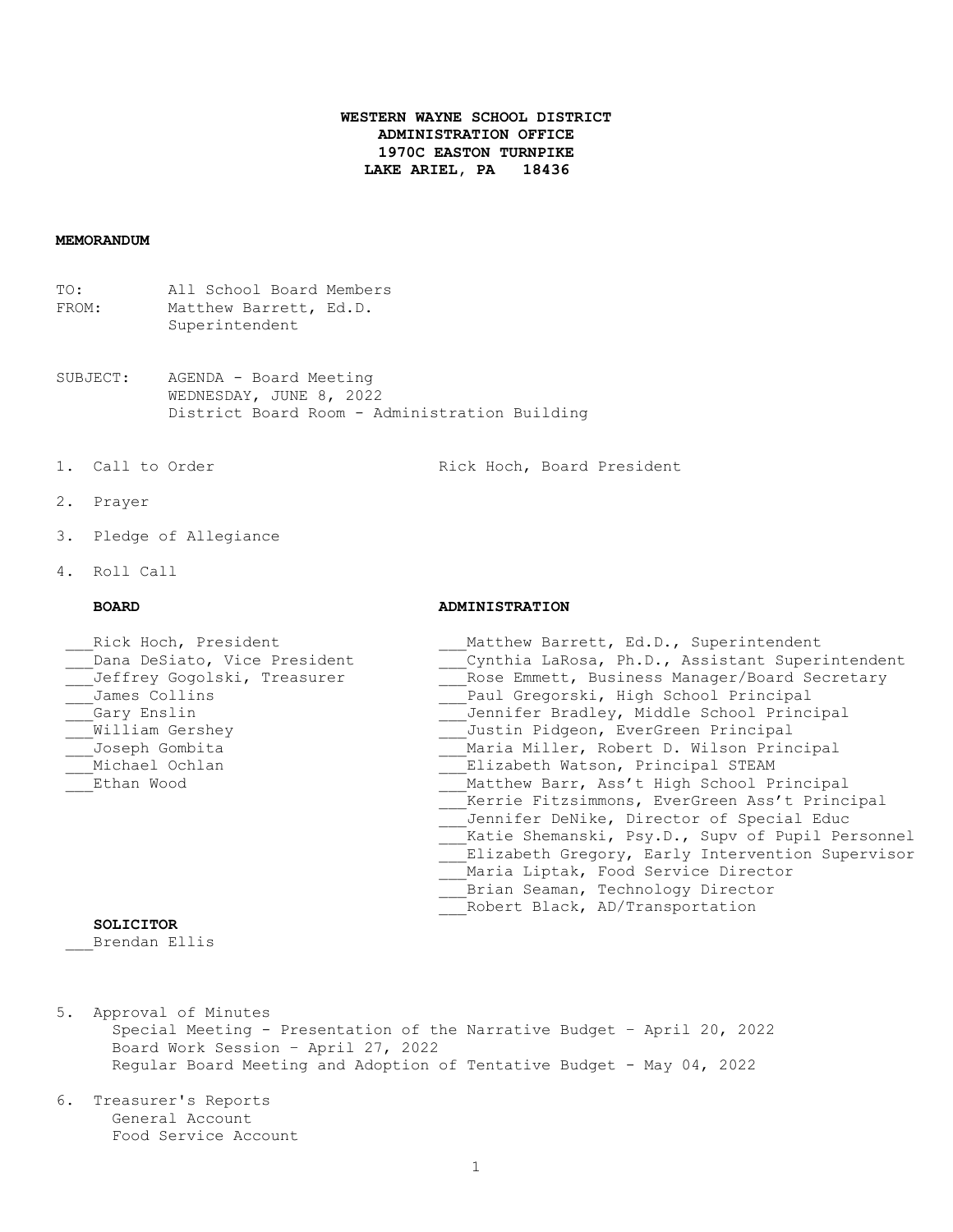**WESTERN WAYNE SCHOOL DISTRICT**
**ADMINISTRATION OFFICE**
**1970C EASTON TURNPIKE**
**LAKE ARIEL, PA 18436**

**MEMORANDUM**

TO: All School Board Members
FROM: Matthew Barrett, Ed.D.
Superintendent

SUBJECT: AGENDA - Board Meeting
WEDNESDAY, JUNE 8, 2022
District Board Room - Administration Building

1. Call to Order — Rick Hoch, Board President

2. Prayer

3. Pledge of Allegiance

4. Roll Call

**BOARD**

- ___Rick Hoch, President
- ___Dana DeSiato, Vice President
- ___Jeffrey Gogolski, Treasurer
- ___James Collins
- ___Gary Enslin
- ___William Gershey
- ___Joseph Gombita
- ___Michael Ochlan
- ___Ethan Wood

**ADMINISTRATION**

- ___Matthew Barrett, Ed.D., Superintendent
- ___Cynthia LaRosa, Ph.D., Assistant Superintendent
- ___Rose Emmett, Business Manager/Board Secretary
- ___Paul Gregorski, High School Principal
- ___Jennifer Bradley, Middle School Principal
- ___Justin Pidgeon, EverGreen Principal
- ___Maria Miller, Robert D. Wilson Principal
- ___Elizabeth Watson, Principal STEAM
- ___Matthew Barr, Ass't High School Principal
- ___Kerrie Fitzsimmons, EverGreen Ass't Principal
- ___Jennifer DeNike, Director of Special Educ
- ___Katie Shemanski, Psy.D., Supv of Pupil Personnel
- ___Elizabeth Gregory, Early Intervention Supervisor
- ___Maria Liptak, Food Service Director
- ___Brian Seaman, Technology Director
- ___Robert Black, AD/Transportation

**SOLICITOR**

- ___Brendan Ellis

5. Approval of Minutes
   - Special Meeting - Presentation of the Narrative Budget – April 20, 2022
   - Board Work Session – April 27, 2022
   - Regular Board Meeting and Adoption of Tentative Budget - May 04, 2022

6. Treasurer's Reports
   - General Account
   - Food Service Account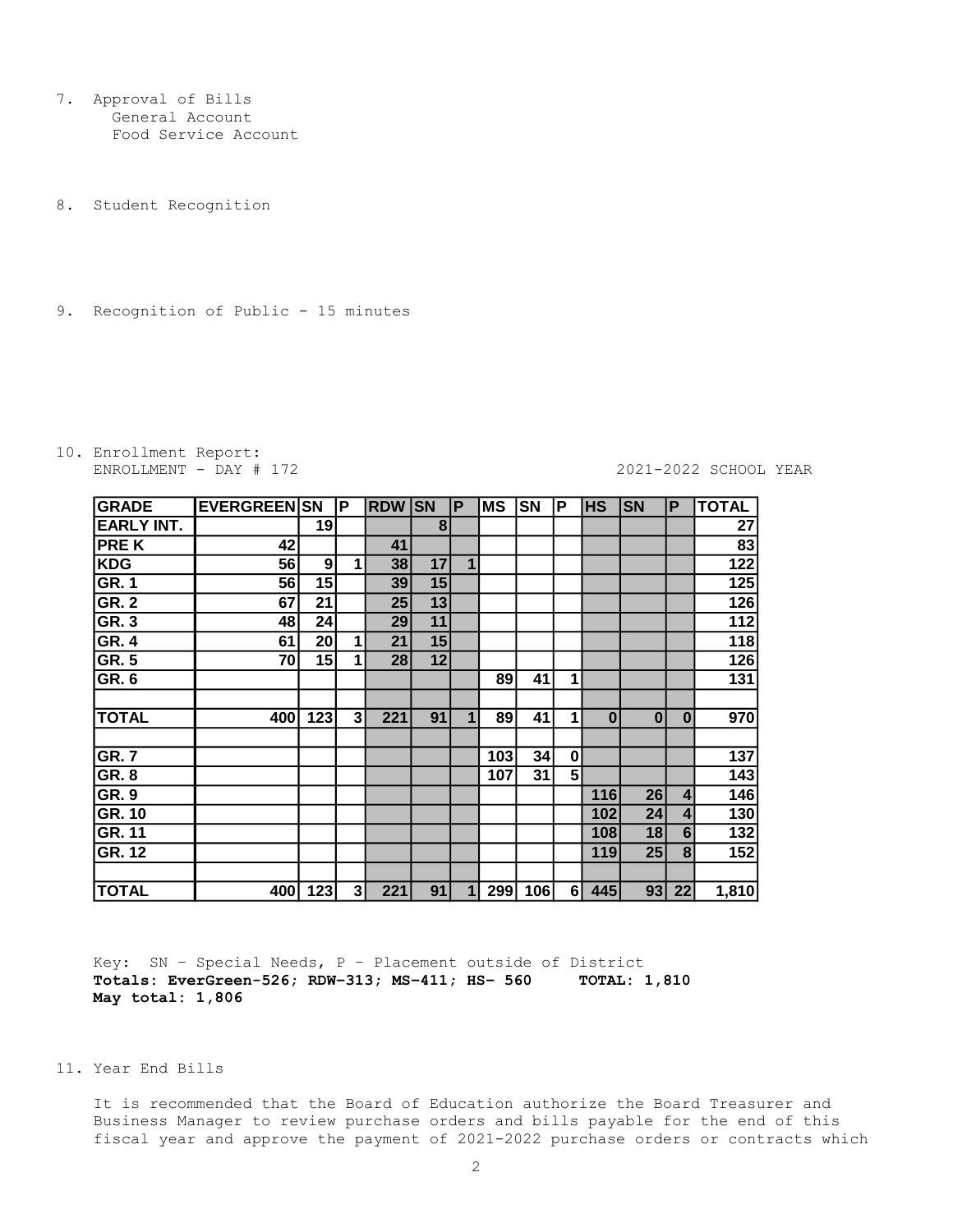7. Approval of Bills
   General Account
   Food Service Account

8. Student Recognition

9. Recognition of Public - 15 minutes

10. Enrollment Report:
    ENROLLMENT - DAY # 172 2021-2022 SCHOOL YEAR

| GRADE | EVERGREEN | SN | P | RDW | SN | P | MS | SN | P | HS | SN | P | TOTAL |
|---|---|---|---|---|---|---|---|---|---|---|---|---|---|
| EARLY INT. | | 19 | | | 8 | | | | | | | | 27 |
| PRE K | 42 | | | 41 | | | | | | | | | 83 |
| KDG | 56 | 9 | 1 | 38 | 17 | 1 | | | | | | | 122 |
| GR. 1 | 56 | 15 | | 39 | 15 | | | | | | | | 125 |
| GR. 2 | 67 | 21 | | 25 | 13 | | | | | | | | 126 |
| GR. 3 | 48 | 24 | | 29 | 11 | | | | | | | | 112 |
| GR. 4 | 61 | 20 | 1 | 21 | 15 | | | | | | | | 118 |
| GR. 5 | 70 | 15 | 1 | 28 | 12 | | | | | | | | 126 |
| GR. 6 | | | | | | | 89 | 41 | 1 | | | | 131 |
| | | | | | | | | | | | | | |
| TOTAL | 400 | 123 | 3 | 221 | 91 | 1 | 89 | 41 | 1 | 0 | 0 | 0 | 970 |
| | | | | | | | | | | | | | |
| GR. 7 | | | | | | | 103 | 34 | 0 | | | | 137 |
| GR. 8 | | | | | | | 107 | 31 | 5 | | | | 143 |
| GR. 9 | | | | | | | | | | 116 | 26 | 4 | 146 |
| GR. 10 | | | | | | | | | | 102 | 24 | 4 | 130 |
| GR. 11 | | | | | | | | | | 108 | 18 | 6 | 132 |
| GR. 12 | | | | | | | | | | 119 | 25 | 8 | 152 |
| | | | | | | | | | | | | | |
| TOTAL | 400 | 123 | 3 | 221 | 91 | 1 | 299 | 106 | 6 | 445 | 93 | 22 | 1,810 |

Key: SN – Special Needs, P – Placement outside of District
**Totals: EverGreen-526; RDW-313; MS-411; HS- 560 TOTAL: 1,810**
**May total: 1,806**

11. Year End Bills

    It is recommended that the Board of Education authorize the Board Treasurer and Business Manager to review purchase orders and bills payable for the end of this fiscal year and approve the payment of 2021-2022 purchase orders or contracts which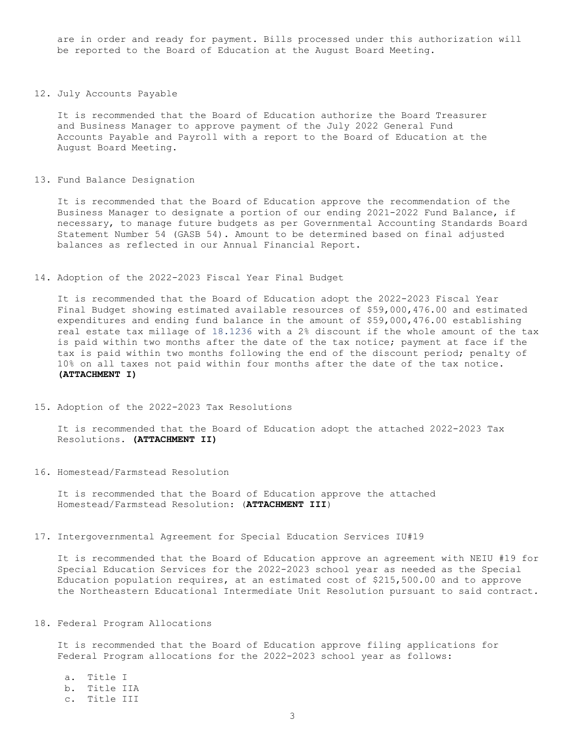are in order and ready for payment. Bills processed under this authorization will be reported to the Board of Education at the August Board Meeting.

12. July Accounts Payable

    It is recommended that the Board of Education authorize the Board Treasurer and Business Manager to approve payment of the July 2022 General Fund Accounts Payable and Payroll with a report to the Board of Education at the August Board Meeting.

13. Fund Balance Designation

    It is recommended that the Board of Education approve the recommendation of the Business Manager to designate a portion of our ending 2021-2022 Fund Balance, if necessary, to manage future budgets as per Governmental Accounting Standards Board Statement Number 54 (GASB 54). Amount to be determined based on final adjusted balances as reflected in our Annual Financial Report.

14. Adoption of the 2022-2023 Fiscal Year Final Budget

    It is recommended that the Board of Education adopt the 2022-2023 Fiscal Year Final Budget showing estimated available resources of $59,000,476.00 and estimated expenditures and ending fund balance in the amount of $59,000,476.00 establishing real estate tax millage of 18.1236 with a 2% discount if the whole amount of the tax is paid within two months after the date of the tax notice; payment at face if the tax is paid within two months following the end of the discount period; penalty of 10% on all taxes not paid within four months after the date of the tax notice. **(ATTACHMENT I)**

15. Adoption of the 2022-2023 Tax Resolutions

    It is recommended that the Board of Education adopt the attached 2022-2023 Tax Resolutions. **(ATTACHMENT II)**

16. Homestead/Farmstead Resolution

    It is recommended that the Board of Education approve the attached Homestead/Farmstead Resolution: (**ATTACHMENT III**)

17. Intergovernmental Agreement for Special Education Services IU#19

    It is recommended that the Board of Education approve an agreement with NEIU #19 for Special Education Services for the 2022-2023 school year as needed as the Special Education population requires, at an estimated cost of $215,500.00 and to approve the Northeastern Educational Intermediate Unit Resolution pursuant to said contract.

18. Federal Program Allocations

    It is recommended that the Board of Education approve filing applications for Federal Program allocations for the 2022-2023 school year as follows:

    a. Title I
    b. Title IIA
    c. Title III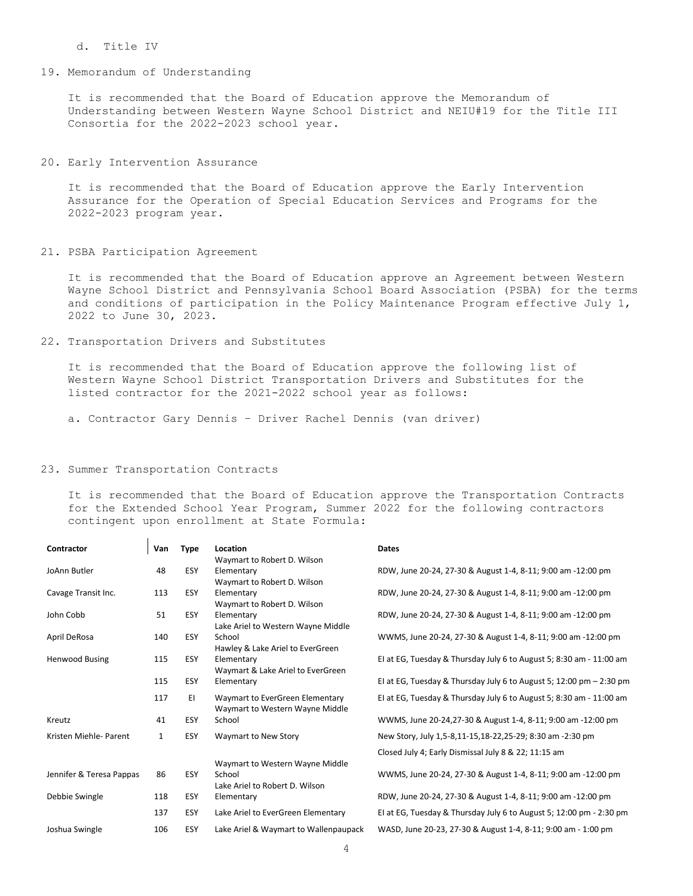d. Title IV

19. Memorandum of Understanding

    It is recommended that the Board of Education approve the Memorandum of Understanding between Western Wayne School District and NEIU#19 for the Title III Consortia for the 2022-2023 school year.

20. Early Intervention Assurance

    It is recommended that the Board of Education approve the Early Intervention Assurance for the Operation of Special Education Services and Programs for the 2022-2023 program year.

21. PSBA Participation Agreement

    It is recommended that the Board of Education approve an Agreement between Western Wayne School District and Pennsylvania School Board Association (PSBA) for the terms and conditions of participation in the Policy Maintenance Program effective July 1, 2022 to June 30, 2023.

22. Transportation Drivers and Substitutes

    It is recommended that the Board of Education approve the following list of Western Wayne School District Transportation Drivers and Substitutes for the listed contractor for the 2021-2022 school year as follows:

    a. Contractor Gary Dennis – Driver Rachel Dennis (van driver)

23. Summer Transportation Contracts

    It is recommended that the Board of Education approve the Transportation Contracts for the Extended School Year Program, Summer 2022 for the following contractors contingent upon enrollment at State Formula:

| Contractor | Van | Type | Location | Dates |
|---|---|---|---|---|
| JoAnn Butler | 48 | ESY | Waymart to Robert D. Wilson Elementary | RDW, June 20-24, 27-30 & August 1-4, 8-11; 9:00 am -12:00 pm |
| Cavage Transit Inc. | 113 | ESY | Waymart to Robert D. Wilson Elementary | RDW, June 20-24, 27-30 & August 1-4, 8-11; 9:00 am -12:00 pm |
| John Cobb | 51 | ESY | Waymart to Robert D. Wilson Elementary | RDW, June 20-24, 27-30 & August 1-4, 8-11; 9:00 am -12:00 pm |
| April DeRosa | 140 | ESY | Lake Ariel to Western Wayne Middle School | WWMS, June 20-24, 27-30 & August 1-4, 8-11; 9:00 am -12:00 pm |
| Henwood Busing | 115 | ESY | Hawley & Lake Ariel to EverGreen Elementary | EI at EG, Tuesday & Thursday July 6 to August 5; 8:30 am - 11:00 am |
| | 115 | ESY | Waymart & Lake Ariel to EverGreen Elementary | EI at EG, Tuesday & Thursday July 6 to August 5; 12:00 pm – 2:30 pm |
| | 117 | EI | Waymart to EverGreen Elementary | EI at EG, Tuesday & Thursday July 6 to August 5; 8:30 am - 11:00 am |
| Kreutz | 41 | ESY | Waymart to Western Wayne Middle School | WWMS, June 20-24,27-30 & August 1-4, 8-11; 9:00 am -12:00 pm |
| Kristen Miehle- Parent | 1 | ESY | Waymart to New Story | New Story, July 1,5-8,11-15,18-22,25-29; 8:30 am -2:30 pm<br>Closed July 4; Early Dismissal July 8 & 22; 11:15 am |
| Jennifer & Teresa Pappas | 86 | ESY | Waymart to Western Wayne Middle School | WWMS, June 20-24, 27-30 & August 1-4, 8-11; 9:00 am -12:00 pm |
| Debbie Swingle | 118 | ESY | Lake Ariel to Robert D. Wilson Elementary | RDW, June 20-24, 27-30 & August 1-4, 8-11; 9:00 am -12:00 pm |
| | 137 | ESY | Lake Ariel to EverGreen Elementary | EI at EG, Tuesday & Thursday July 6 to August 5; 12:00 pm - 2:30 pm |
| Joshua Swingle | 106 | ESY | Lake Ariel & Waymart to Wallenpaupack | WASD, June 20-23, 27-30 & August 1-4, 8-11; 9:00 am - 1:00 pm |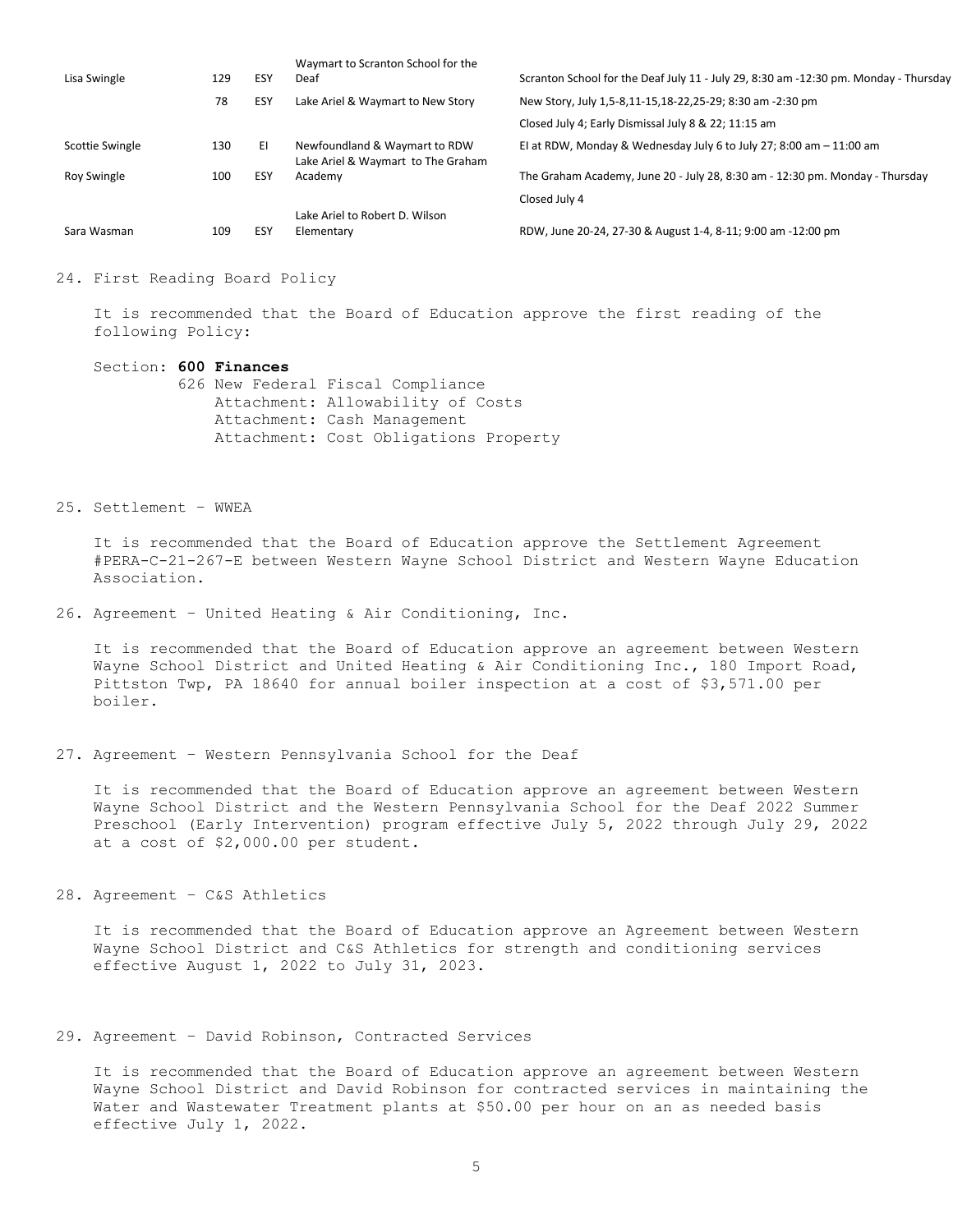| | | | | |
|---|---|---|---|---|
| Lisa Swingle | 129 | ESY | Waymart to Scranton School for the Deaf | Scranton School for the Deaf July 11 - July 29, 8:30 am -12:30 pm. Monday - Thursday |
| | 78 | ESY | Lake Ariel & Waymart to New Story | New Story, July 1,5-8,11-15,18-22,25-29; 8:30 am -2:30 pm |
| | | | | Closed July 4; Early Dismissal July 8 & 22; 11:15 am |
| Scottie Swingle | 130 | EI | Newfoundland & Waymart to RDW | EI at RDW, Monday & Wednesday July 6 to July 27; 8:00 am – 11:00 am |
| Roy Swingle | 100 | ESY | Lake Ariel & Waymart to The Graham Academy | The Graham Academy, June 20 - July 28, 8:30 am - 12:30 pm. Monday - Thursday |
| | | | | Closed July 4 |
| Sara Wasman | 109 | ESY | Lake Ariel to Robert D. Wilson Elementary | RDW, June 20-24, 27-30 & August 1-4, 8-11; 9:00 am -12:00 pm |

24. First Reading Board Policy

    It is recommended that the Board of Education approve the first reading of the following Policy:

    Section: **600 Finances**
    626 New Federal Fiscal Compliance
    Attachment: Allowability of Costs
    Attachment: Cash Management
    Attachment: Cost Obligations Property

25. Settlement – WWEA

    It is recommended that the Board of Education approve the Settlement Agreement #PERA-C-21-267-E between Western Wayne School District and Western Wayne Education Association.

26. Agreement – United Heating & Air Conditioning, Inc.

    It is recommended that the Board of Education approve an agreement between Western Wayne School District and United Heating & Air Conditioning Inc., 180 Import Road, Pittston Twp, PA 18640 for annual boiler inspection at a cost of $3,571.00 per boiler.

27. Agreement – Western Pennsylvania School for the Deaf

    It is recommended that the Board of Education approve an agreement between Western Wayne School District and the Western Pennsylvania School for the Deaf 2022 Summer Preschool (Early Intervention) program effective July 5, 2022 through July 29, 2022 at a cost of $2,000.00 per student.

28. Agreement – C&S Athletics

    It is recommended that the Board of Education approve an Agreement between Western Wayne School District and C&S Athletics for strength and conditioning services effective August 1, 2022 to July 31, 2023.

29. Agreement – David Robinson, Contracted Services

    It is recommended that the Board of Education approve an agreement between Western Wayne School District and David Robinson for contracted services in maintaining the Water and Wastewater Treatment plants at $50.00 per hour on an as needed basis effective July 1, 2022.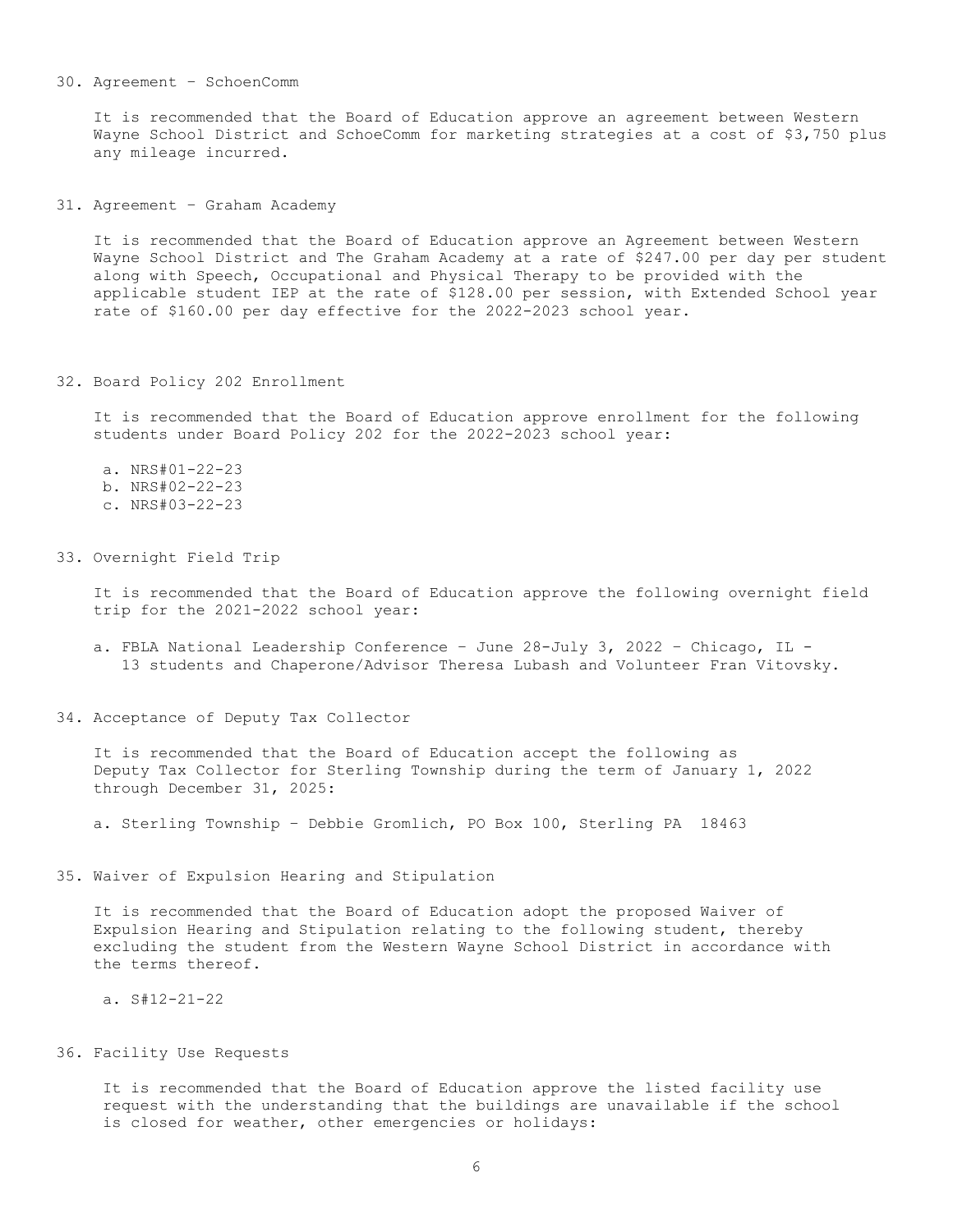30. Agreement – SchoenComm

    It is recommended that the Board of Education approve an agreement between Western Wayne School District and SchoeComm for marketing strategies at a cost of $3,750 plus any mileage incurred.

31. Agreement – Graham Academy

    It is recommended that the Board of Education approve an Agreement between Western Wayne School District and The Graham Academy at a rate of $247.00 per day per student along with Speech, Occupational and Physical Therapy to be provided with the applicable student IEP at the rate of $128.00 per session, with Extended School year rate of $160.00 per day effective for the 2022-2023 school year.

32. Board Policy 202 Enrollment

    It is recommended that the Board of Education approve enrollment for the following students under Board Policy 202 for the 2022-2023 school year:

    a. NRS#01-22-23
    b. NRS#02-22-23
    c. NRS#03-22-23

33. Overnight Field Trip

    It is recommended that the Board of Education approve the following overnight field trip for the 2021-2022 school year:

    a. FBLA National Leadership Conference – June 28-July 3, 2022 – Chicago, IL - 13 students and Chaperone/Advisor Theresa Lubash and Volunteer Fran Vitovsky.

34. Acceptance of Deputy Tax Collector

    It is recommended that the Board of Education accept the following as Deputy Tax Collector for Sterling Township during the term of January 1, 2022 through December 31, 2025:

    a. Sterling Township – Debbie Gromlich, PO Box 100, Sterling PA 18463

35. Waiver of Expulsion Hearing and Stipulation

    It is recommended that the Board of Education adopt the proposed Waiver of Expulsion Hearing and Stipulation relating to the following student, thereby excluding the student from the Western Wayne School District in accordance with the terms thereof.

    a. S#12-21-22

36. Facility Use Requests

    It is recommended that the Board of Education approve the listed facility use request with the understanding that the buildings are unavailable if the school is closed for weather, other emergencies or holidays: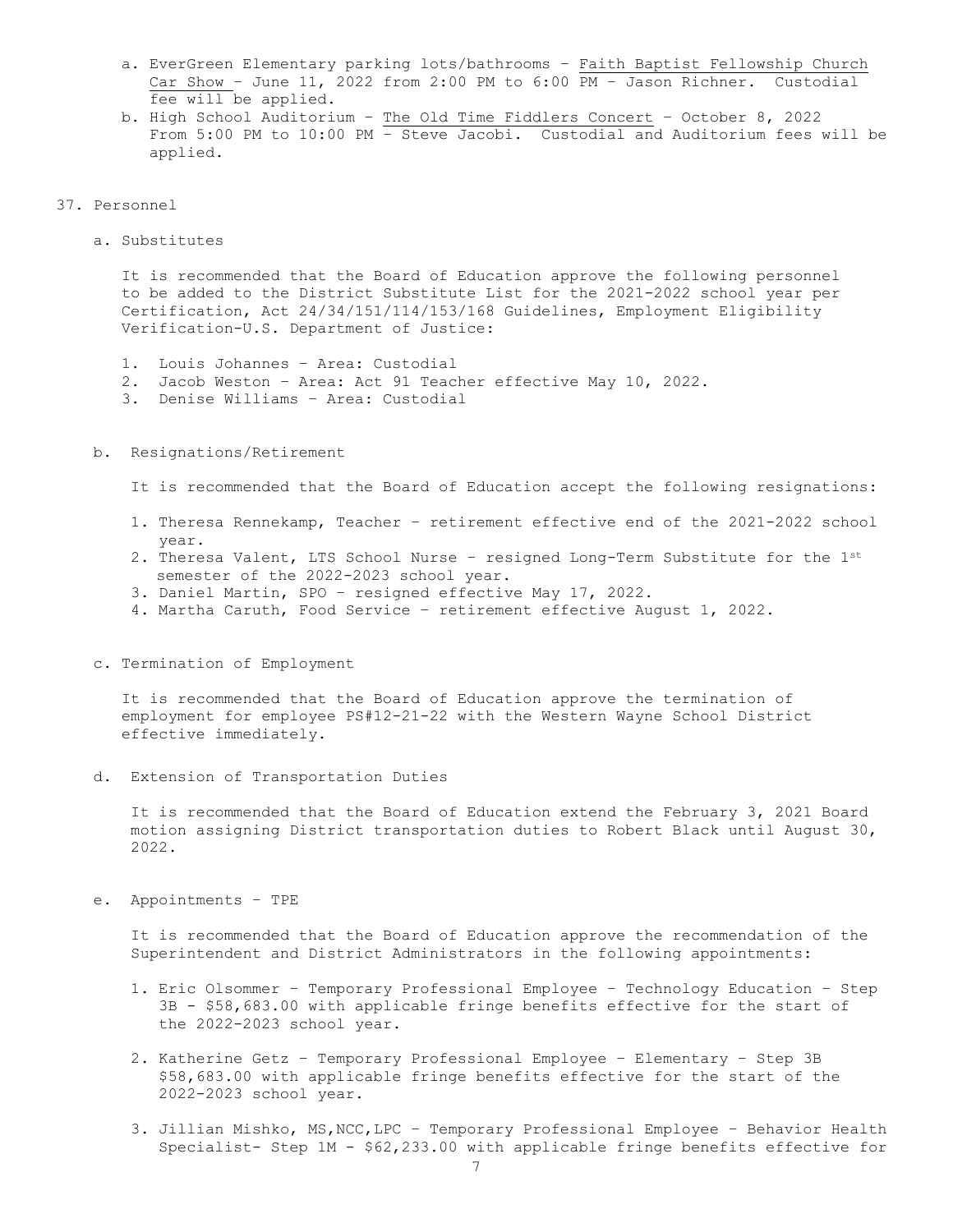a. EverGreen Elementary parking lots/bathrooms – Faith Baptist Fellowship Church Car Show – June 11, 2022 from 2:00 PM to 6:00 PM – Jason Richner. Custodial fee will be applied.

b. High School Auditorium – The Old Time Fiddlers Concert – October 8, 2022 From 5:00 PM to 10:00 PM – Steve Jacobi. Custodial and Auditorium fees will be applied.

37. Personnel

a. Substitutes

It is recommended that the Board of Education approve the following personnel to be added to the District Substitute List for the 2021-2022 school year per Certification, Act 24/34/151/114/153/168 Guidelines, Employment Eligibility Verification-U.S. Department of Justice:

1. Louis Johannes – Area: Custodial
2. Jacob Weston – Area: Act 91 Teacher effective May 10, 2022.
3. Denise Williams – Area: Custodial

b. Resignations/Retirement

It is recommended that the Board of Education accept the following resignations:

1. Theresa Rennekamp, Teacher – retirement effective end of the 2021-2022 school year.
2. Theresa Valent, LTS School Nurse – resigned Long-Term Substitute for the 1st semester of the 2022-2023 school year.
3. Daniel Martin, SPO – resigned effective May 17, 2022.
4. Martha Caruth, Food Service – retirement effective August 1, 2022.

c. Termination of Employment

It is recommended that the Board of Education approve the termination of employment for employee PS#12-21-22 with the Western Wayne School District effective immediately.

d. Extension of Transportation Duties

It is recommended that the Board of Education extend the February 3, 2021 Board motion assigning District transportation duties to Robert Black until August 30, 2022.

e. Appointments – TPE

It is recommended that the Board of Education approve the recommendation of the Superintendent and District Administrators in the following appointments:

1. Eric Olsommer – Temporary Professional Employee – Technology Education – Step 3B - $58,683.00 with applicable fringe benefits effective for the start of the 2022-2023 school year.

2. Katherine Getz – Temporary Professional Employee – Elementary – Step 3B $58,683.00 with applicable fringe benefits effective for the start of the 2022-2023 school year.

3. Jillian Mishko, MS,NCC,LPC – Temporary Professional Employee – Behavior Health Specialist- Step 1M - $62,233.00 with applicable fringe benefits effective for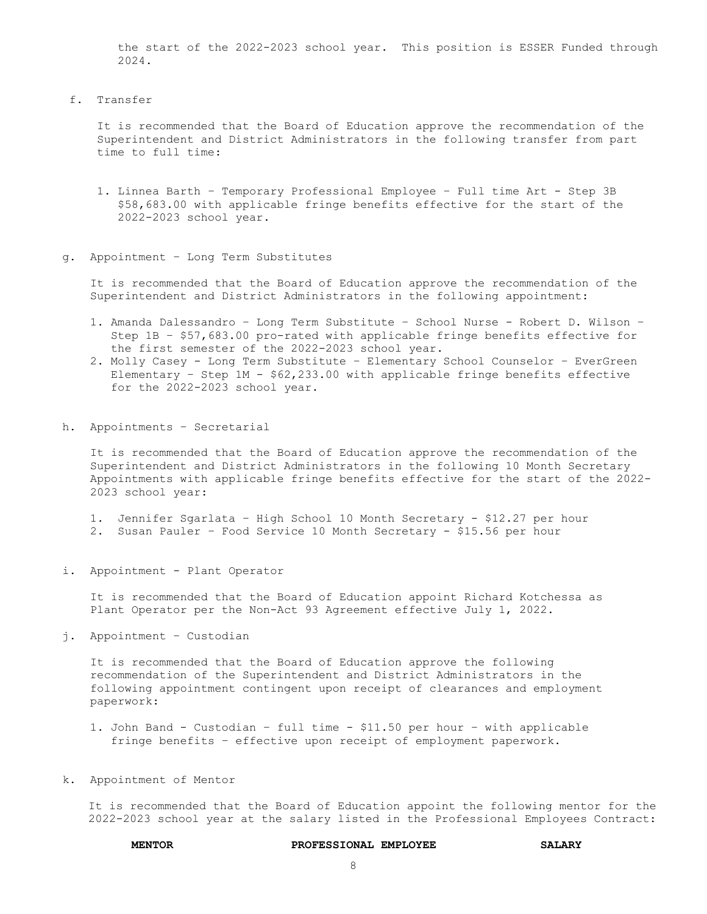the start of the 2022-2023 school year. This position is ESSER Funded through 2024.

f. Transfer

It is recommended that the Board of Education approve the recommendation of the Superintendent and District Administrators in the following transfer from part time to full time:

1. Linnea Barth – Temporary Professional Employee – Full time Art - Step 3B $58,683.00 with applicable fringe benefits effective for the start of the 2022-2023 school year.

g. Appointment – Long Term Substitutes

It is recommended that the Board of Education approve the recommendation of the Superintendent and District Administrators in the following appointment:

1. Amanda Dalessandro – Long Term Substitute – School Nurse - Robert D. Wilson – Step 1B – $57,683.00 pro-rated with applicable fringe benefits effective for the first semester of the 2022-2023 school year.
2. Molly Casey - Long Term Substitute – Elementary School Counselor – EverGreen Elementary – Step 1M - $62,233.00 with applicable fringe benefits effective for the 2022-2023 school year.

h. Appointments – Secretarial

It is recommended that the Board of Education approve the recommendation of the Superintendent and District Administrators in the following 10 Month Secretary Appointments with applicable fringe benefits effective for the start of the 2022-2023 school year:

1. Jennifer Sgarlata – High School 10 Month Secretary - $12.27 per hour
2. Susan Pauler – Food Service 10 Month Secretary - $15.56 per hour

i. Appointment - Plant Operator

It is recommended that the Board of Education appoint Richard Kotchessa as Plant Operator per the Non-Act 93 Agreement effective July 1, 2022.

j. Appointment – Custodian

It is recommended that the Board of Education approve the following recommendation of the Superintendent and District Administrators in the following appointment contingent upon receipt of clearances and employment paperwork:

1. John Band - Custodian – full time - $11.50 per hour – with applicable fringe benefits – effective upon receipt of employment paperwork.

k. Appointment of Mentor

It is recommended that the Board of Education appoint the following mentor for the 2022-2023 school year at the salary listed in the Professional Employees Contract:

| **MENTOR** | **PROFESSIONAL EMPLOYEE** | **SALARY** |
|---|---|---|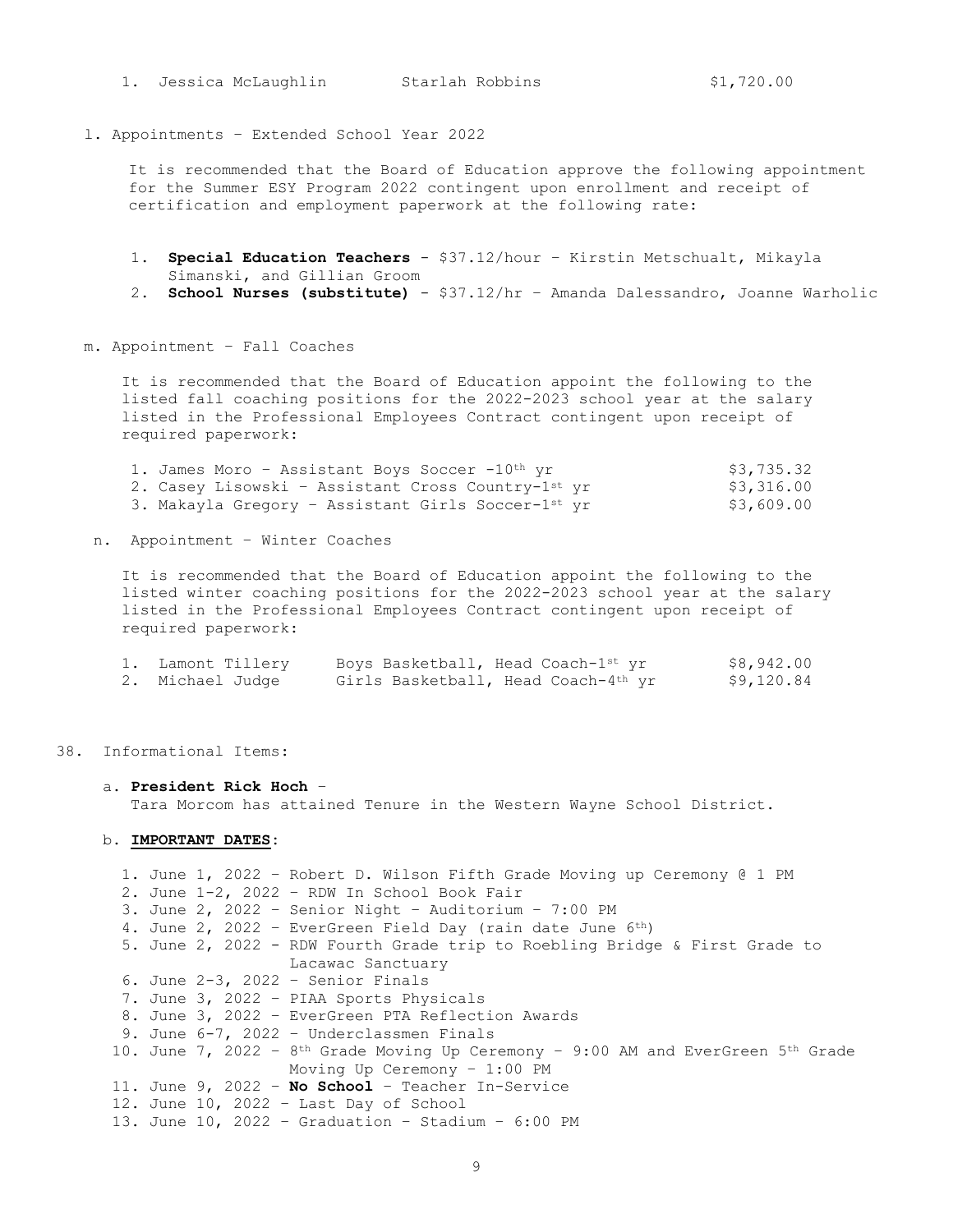1. Jessica McLaughlin    Starlah Robbins    $1,720.00

l. Appointments – Extended School Year 2022

It is recommended that the Board of Education approve the following appointment for the Summer ESY Program 2022 contingent upon enrollment and receipt of certification and employment paperwork at the following rate:

1. **Special Education Teachers** - $37.12/hour – Kirstin Metschualt, Mikayla Simanski, and Gillian Groom
2. **School Nurses (substitute)** - $37.12/hr – Amanda Dalessandro, Joanne Warholic

m. Appointment – Fall Coaches

It is recommended that the Board of Education appoint the following to the listed fall coaching positions for the 2022-2023 school year at the salary listed in the Professional Employees Contract contingent upon receipt of required paperwork:

1. James Moro – Assistant Boys Soccer -10th yr    $3,735.32
2. Casey Lisowski – Assistant Cross Country-1st yr    $3,316.00
3. Makayla Gregory – Assistant Girls Soccer-1st yr    $3,609.00

n. Appointment – Winter Coaches

It is recommended that the Board of Education appoint the following to the listed winter coaching positions for the 2022-2023 school year at the salary listed in the Professional Employees Contract contingent upon receipt of required paperwork:

1. Lamont Tillery    Boys Basketball, Head Coach-1st yr    $8,942.00
2. Michael Judge    Girls Basketball, Head Coach-4th yr    $9,120.84

38. Informational Items:

a. **President Rick Hoch** –
Tara Morcom has attained Tenure in the Western Wayne School District.

b. **IMPORTANT DATES**:

1. June 1, 2022 – Robert D. Wilson Fifth Grade Moving up Ceremony @ 1 PM
2. June 1-2, 2022 – RDW In School Book Fair
3. June 2, 2022 – Senior Night – Auditorium – 7:00 PM
4. June 2, 2022 – EverGreen Field Day (rain date June 6th)
5. June 2, 2022 - RDW Fourth Grade trip to Roebling Bridge & First Grade to Lacawac Sanctuary
6. June 2-3, 2022 – Senior Finals
7. June 3, 2022 – PIAA Sports Physicals
8. June 3, 2022 – EverGreen PTA Reflection Awards
9. June 6-7, 2022 – Underclassmen Finals
10. June 7, 2022 – 8th Grade Moving Up Ceremony – 9:00 AM and EverGreen 5th Grade Moving Up Ceremony – 1:00 PM
11. June 9, 2022 – **No School** – Teacher In-Service
12. June 10, 2022 – Last Day of School
13. June 10, 2022 – Graduation – Stadium – 6:00 PM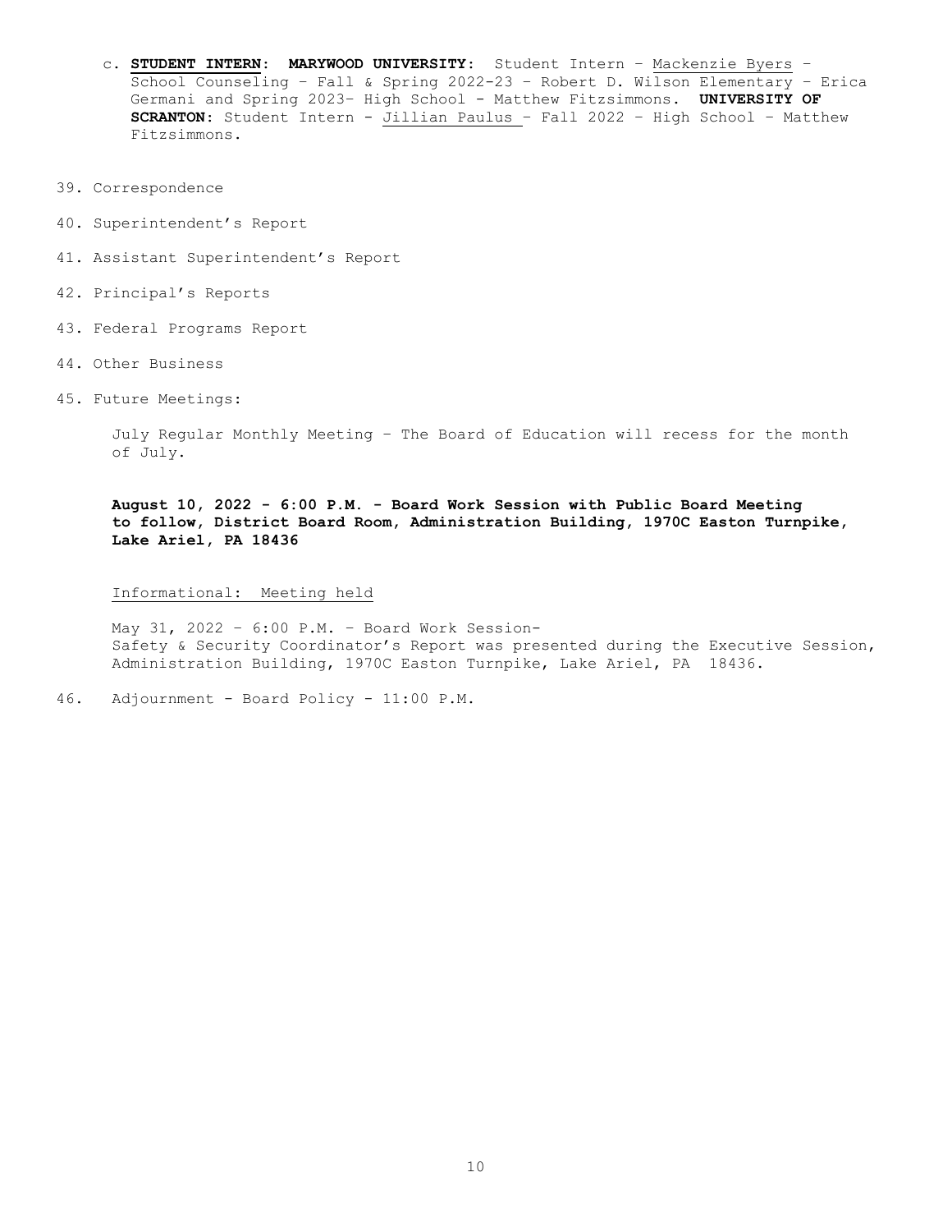c. **STUDENT INTERN: MARYWOOD UNIVERSITY:** Student Intern – Mackenzie Byers – School Counseling – Fall & Spring 2022-23 – Robert D. Wilson Elementary – Erica Germani and Spring 2023– High School - Matthew Fitzsimmons. **UNIVERSITY OF SCRANTON:** Student Intern - Jillian Paulus – Fall 2022 – High School – Matthew Fitzsimmons.

39. Correspondence

40. Superintendent's Report

41. Assistant Superintendent's Report

42. Principal's Reports

43. Federal Programs Report

44. Other Business

45. Future Meetings:

July Regular Monthly Meeting – The Board of Education will recess for the month of July.

**August 10, 2022 - 6:00 P.M. - Board Work Session with Public Board Meeting to follow, District Board Room, Administration Building, 1970C Easton Turnpike, Lake Ariel, PA 18436**

Informational: Meeting held

May 31, 2022 – 6:00 P.M. – Board Work Session-
Safety & Security Coordinator's Report was presented during the Executive Session, Administration Building, 1970C Easton Turnpike, Lake Ariel, PA 18436.

46. Adjournment - Board Policy - 11:00 P.M.